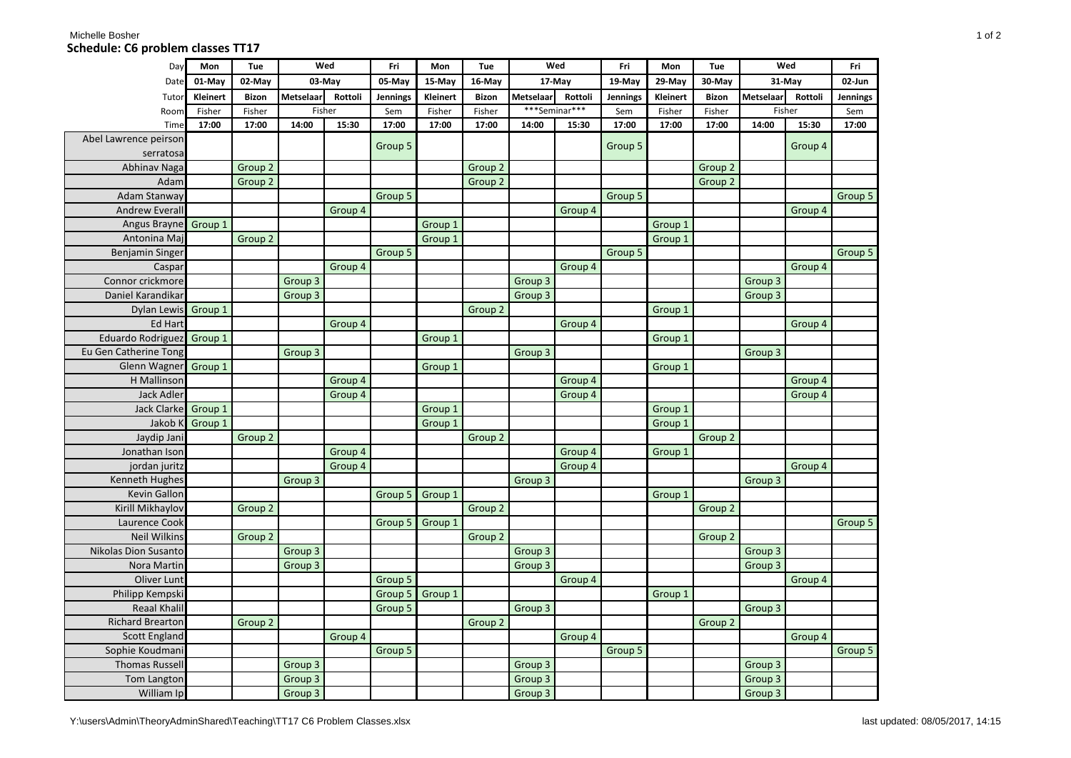**Schedule: C6 problem classes TT17**

| Day | Mon | Tue | Wed | | Fri | Mon | Tue | Wed | | Fri | Mon | Tue | Wed | | Fri |
|---|---|---|---|---|---|---|---|---|---|---|---|---|---|---|---|
| Date | 01-May | 02-May | 03-May | | 05-May | 15-May | 16-May | 17-May | | 19-May | 29-May | 30-May | 31-May | | 02-Jun |
| Tutor | Kleinert | Bizon | Metselaar | Rottoli | Jennings | Kleinert | Bizon | Metselaar | Rottoli | Jennings | Kleinert | Bizon | Metselaar | Rottoli | Jennings |
| Room | Fisher | Fisher | Fisher | | Sem | Fisher | Fisher | ***Seminar*** | | Sem | Fisher | Fisher | Fisher | | Sem |
| Time | 17:00 | 17:00 | 14:00 | 15:30 | 17:00 | 17:00 | 17:00 | 14:00 | 15:30 | 17:00 | 17:00 | 17:00 | 14:00 | 15:30 | 17:00 |
| Abel Lawrence peirson serratosa | | | | | Group 5 | | | | | Group 5 | | | | Group 4 | |
| Abhinav Naga | | Group 2 | | | | | Group 2 | | | | | Group 2 | | | |
| Adam | | Group 2 | | | | | Group 2 | | | | | Group 2 | | | |
| Adam Stanway | | | | | Group 5 | | | | | Group 5 | | | | | Group 5 |
| Andrew Everall | | | | Group 4 | | | | | Group 4 | | | | | Group 4 | |
| Angus Brayne | Group 1 | | | | | Group 1 | | | | | Group 1 | | | | |
| Antonina Maj | | Group 2 | | | | Group 1 | | | | | Group 1 | | | | |
| Benjamin Singer | | | | | Group 5 | | | | | Group 5 | | | | | Group 5 |
| Caspar | | | | Group 4 | | | | | Group 4 | | | | | Group 4 | |
| Connor crickmore | | | Group 3 | | | | | Group 3 | | | | | Group 3 | | |
| Daniel Karandikar | | | Group 3 | | | | | Group 3 | | | | | Group 3 | | |
| Dylan Lewis | Group 1 | | | | | | Group 2 | | | | Group 1 | | | | |
| Ed Hart | | | | Group 4 | | | | | Group 4 | | | | | Group 4 | |
| Eduardo Rodriguez | Group 1 | | | | | Group 1 | | | | | Group 1 | | | | |
| Eu Gen Catherine Tong | | | Group 3 | | | | | Group 3 | | | | | Group 3 | | |
| Glenn Wagner | Group 1 | | | | | Group 1 | | | | | Group 1 | | | | |
| H Mallinson | | | | Group 4 | | | | | Group 4 | | | | | Group 4 | |
| Jack Adler | | | | Group 4 | | | | | Group 4 | | | | | Group 4 | |
| Jack Clarke | Group 1 | | | | | Group 1 | | | | | Group 1 | | | | |
| Jakob K | Group 1 | | | | | Group 1 | | | | | Group 1 | | | | |
| Jaydip Jani | | Group 2 | | | | | Group 2 | | | | | Group 2 | | | |
| Jonathan Ison | | | | Group 4 | | | | | Group 4 | | Group 1 | | | | |
| jordan juritz | | | | Group 4 | | | | | Group 4 | | | | | Group 4 | |
| Kenneth Hughes | | | Group 3 | | | | | Group 3 | | | | | Group 3 | | |
| Kevin Gallon | | | | | Group 5 | Group 1 | | | | | Group 1 | | | | |
| Kirill Mikhaylov | | Group 2 | | | | | Group 2 | | | | | Group 2 | | | |
| Laurence Cook | | | | | Group 5 | Group 1 | | | | | | | | | Group 5 |
| Neil Wilkins | | Group 2 | | | | | Group 2 | | | | | Group 2 | | | |
| Nikolas Dion Susanto | | | Group 3 | | | | | Group 3 | | | | | Group 3 | | |
| Nora Martin | | | Group 3 | | | | | Group 3 | | | | | Group 3 | | |
| Oliver Lunt | | | | | Group 5 | | | | Group 4 | | | | | Group 4 | |
| Philipp Kempski | | | | | Group 5 | Group 1 | | | | | Group 1 | | | | |
| Reaal Khalil | | | | | Group 5 | | | Group 3 | | | | | Group 3 | | |
| Richard Brearton | | Group 2 | | | | | Group 2 | | | | | Group 2 | | | |
| Scott England | | | | Group 4 | | | | | Group 4 | | | | | Group 4 | |
| Sophie Koudmani | | | | | Group 5 | | | | | Group 5 | | | | | Group 5 |
| Thomas Russell | | | Group 3 | | | | | Group 3 | | | | | Group 3 | | |
| Tom Langton | | | Group 3 | | | | | Group 3 | | | | | Group 3 | | |
| William Ip | | | Group 3 | | | | | Group 3 | | | | | Group 3 | | |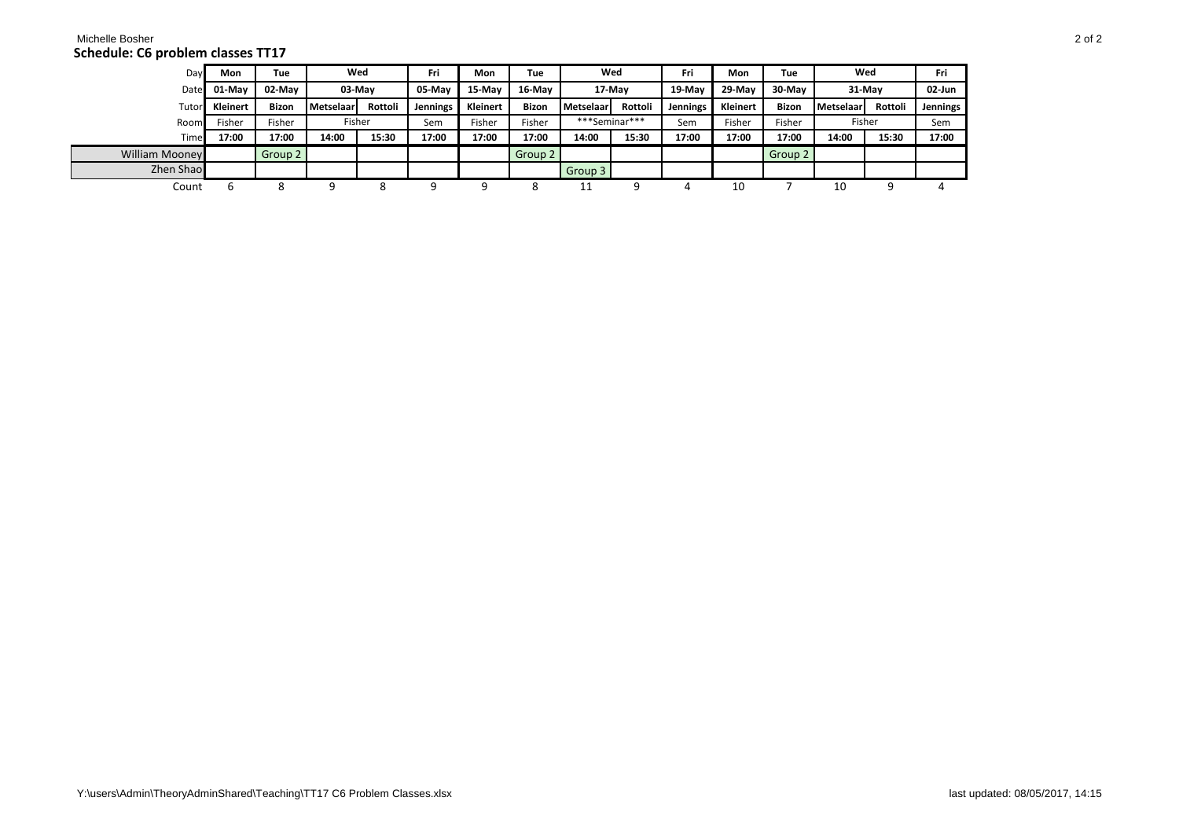Michelle Bosher

## Schedule: C6 problem classes TT17

| Day | Mon | Tue | Wed | | Fri | Mon | Tue | Wed | | Fri | Mon | Tue | Wed | | Fri |
|---|---|---|---|---|---|---|---|---|---|---|---|---|---|---|---|
| Date | 01-May | 02-May | 03-May | | 05-May | 15-May | 16-May | 17-May | | 19-May | 29-May | 30-May | 31-May | | 02-Jun |
| Tutor | Kleinert | Bizon | Metselaar | Rottoli | Jennings | Kleinert | Bizon | Metselaar | Rottoli | Jennings | Kleinert | Bizon | Metselaar | Rottoli | Jennings |
| Room | Fisher | Fisher | Fisher | | Sem | Fisher | Fisher | ***Seminar*** | | Sem | Fisher | Fisher | Fisher | | Sem |
| Time | 17:00 | 17:00 | 14:00 | 15:30 | 17:00 | 17:00 | 17:00 | 14:00 | 15:30 | 17:00 | 17:00 | 17:00 | 14:00 | 15:30 | 17:00 |
| William Mooney | | Group 2 | | | | | Group 2 | | | | | Group 2 | | | |
| Zhen Shao | | | | | | | | Group 3 | | | | | | | |
| Count | 6 | 8 | 9 | 8 | 9 | 9 | 8 | 11 | 9 | 4 | 10 | 7 | 10 | 9 | 4 |

Y:\users\Admin\TheoryAdminShared\Teaching\TT17 C6 Problem Classes.xlsx

last updated: 08/05/2017, 14:15